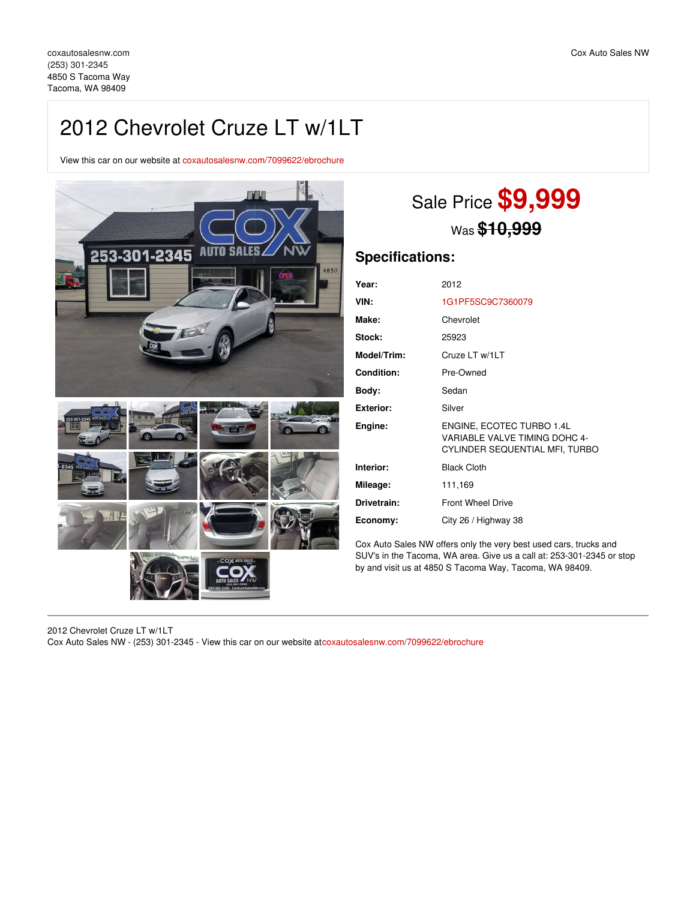coxautosalesnw.com
(253) 301-2345
4850 S Tacoma Way
Tacoma, WA 98409

Cox Auto Sales NW

# 2012 Chevrolet Cruze LT w/1LT

View this car on our website at coxautosalesnw.com/7099622/ebrochure

Sale Price **$9,999**

Was ~~**$10,999**~~

## Specifications:

| | |
|---|---|
| **Year:** | 2012 |
| **VIN:** | 1G1PF5SC9C7360079 |
| **Make:** | Chevrolet |
| **Stock:** | 25923 |
| **Model/Trim:** | Cruze LT w/1LT |
| **Condition:** | Pre-Owned |
| **Body:** | Sedan |
| **Exterior:** | Silver |
| **Engine:** | ENGINE, ECOTEC TURBO 1.4L VARIABLE VALVE TIMING DOHC 4-CYLINDER SEQUENTIAL MFI, TURBO |
| **Interior:** | Black Cloth |
| **Mileage:** | 111,169 |
| **Drivetrain:** | Front Wheel Drive |
| **Economy:** | City 26 / Highway 38 |

Cox Auto Sales NW offers only the very best used cars, trucks and SUV's in the Tacoma, WA area. Give us a call at: 253-301-2345 or stop by and visit us at 4850 S Tacoma Way, Tacoma, WA 98409.

2012 Chevrolet Cruze LT w/1LT
Cox Auto Sales NW - (253) 301-2345 - View this car on our website atcoxautosalesnw.com/7099622/ebrochure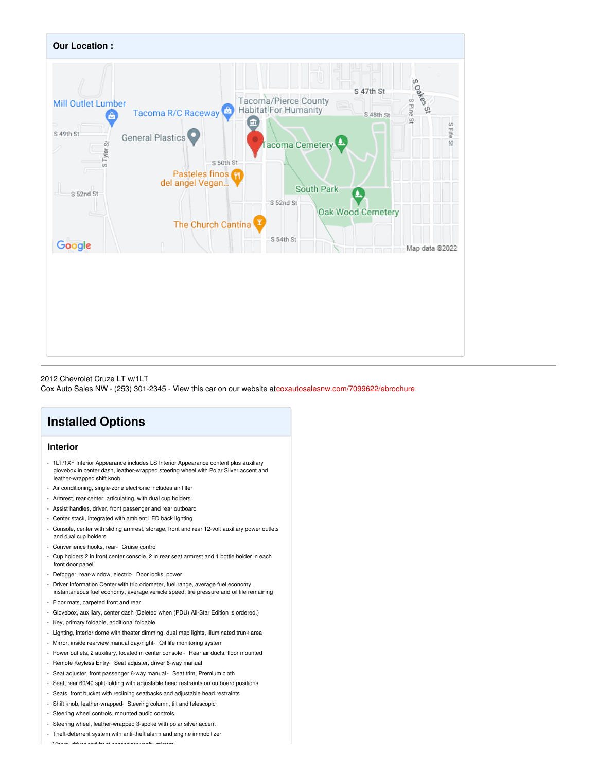## Our Location :

2012 Chevrolet Cruze LT w/1LT
Cox Auto Sales NW - (253) 301-2345 - View this car on our website atcoxautosalesnw.com/7099622/ebrochure

# Installed Options

### Interior

- 1LT/1XF Interior Appearance includes LS Interior Appearance content plus auxiliary glovebox in center dash, leather-wrapped steering wheel with Polar Silver accent and leather-wrapped shift knob
- Air conditioning, single-zone electronic includes air filter
- Armrest, rear center, articulating, with dual cup holders
- Assist handles, driver, front passenger and rear outboard
- Center stack, integrated with ambient LED back lighting
- Console, center with sliding armrest, storage, front and rear 12-volt auxiliary power outlets and dual cup holders
- Convenience hooks, rear- Cruise control
- Cup holders 2 in front center console, 2 in rear seat armrest and 1 bottle holder in each front door panel
- Defogger, rear-window, electric- Door locks, power
- Driver Information Center with trip odometer, fuel range, average fuel economy, instantaneous fuel economy, average vehicle speed, tire pressure and oil life remaining
- Floor mats, carpeted front and rear
- Glovebox, auxiliary, center dash (Deleted when (PDU) All-Star Edition is ordered.)
- Key, primary foldable, additional foldable
- Lighting, interior dome with theater dimming, dual map lights, illuminated trunk area
- Mirror, inside rearview manual day/night- Oil life monitoring system
- Power outlets, 2 auxiliary, located in center console - Rear air ducts, floor mounted
- Remote Keyless Entry- Seat adjuster, driver 6-way manual
- Seat adjuster, front passenger 6-way manual - Seat trim, Premium cloth
- Seat, rear 60/40 split-folding with adjustable head restraints on outboard positions
- Seats, front bucket with reclining seatbacks and adjustable head restraints
- Shift knob, leather-wrapped- Steering column, tilt and telescopic
- Steering wheel controls, mounted audio controls
- Steering wheel, leather-wrapped 3-spoke with polar silver accent
- Theft-deterrent system with anti-theft alarm and engine immobilizer
- Visors, driver and front passenger vanity mirrors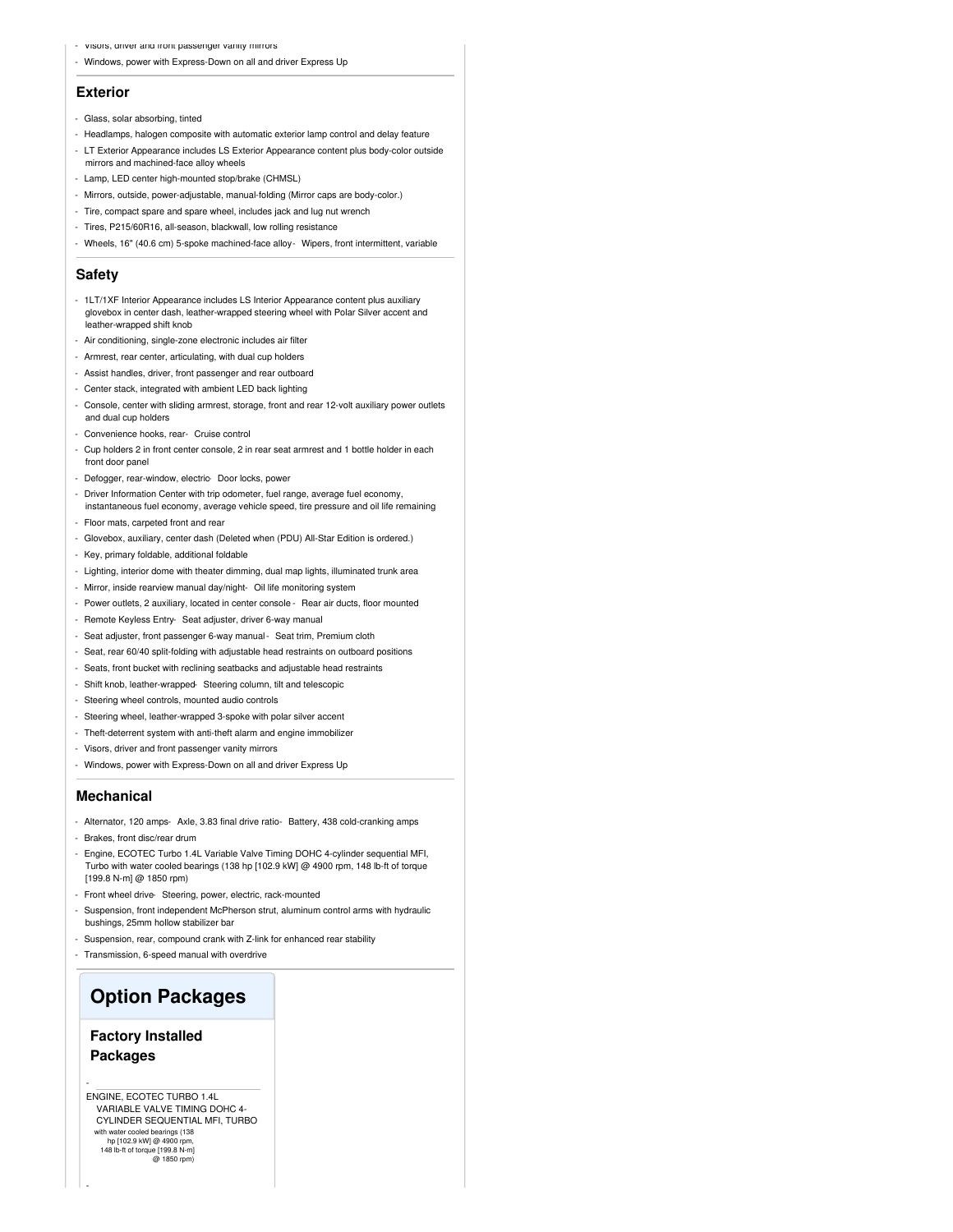- Visors, driver and front passenger vanity mirrors
- Windows, power with Express-Down on all and driver Express Up

### Exterior

- Glass, solar absorbing, tinted
- Headlamps, halogen composite with automatic exterior lamp control and delay feature
- LT Exterior Appearance includes LS Exterior Appearance content plus body-color outside mirrors and machined-face alloy wheels
- Lamp, LED center high-mounted stop/brake (CHMSL)
- Mirrors, outside, power-adjustable, manual-folding (Mirror caps are body-color.)
- Tire, compact spare and spare wheel, includes jack and lug nut wrench
- Tires, P215/60R16, all-season, blackwall, low rolling resistance
- Wheels, 16" (40.6 cm) 5-spoke machined-face alloy- Wipers, front intermittent, variable

### Safety

- 1LT/1XF Interior Appearance includes LS Interior Appearance content plus auxiliary glovebox in center dash, leather-wrapped steering wheel with Polar Silver accent and leather-wrapped shift knob
- Air conditioning, single-zone electronic includes air filter
- Armrest, rear center, articulating, with dual cup holders
- Assist handles, driver, front passenger and rear outboard
- Center stack, integrated with ambient LED back lighting
- Console, center with sliding armrest, storage, front and rear 12-volt auxiliary power outlets and dual cup holders
- Convenience hooks, rear- Cruise control
- Cup holders 2 in front center console, 2 in rear seat armrest and 1 bottle holder in each front door panel
- Defogger, rear-window, electric- Door locks, power
- Driver Information Center with trip odometer, fuel range, average fuel economy, instantaneous fuel economy, average vehicle speed, tire pressure and oil life remaining
- Floor mats, carpeted front and rear
- Glovebox, auxiliary, center dash (Deleted when (PDU) All-Star Edition is ordered.)
- Key, primary foldable, additional foldable
- Lighting, interior dome with theater dimming, dual map lights, illuminated trunk area
- Mirror, inside rearview manual day/night- Oil life monitoring system
- Power outlets, 2 auxiliary, located in center console - Rear air ducts, floor mounted
- Remote Keyless Entry- Seat adjuster, driver 6-way manual
- Seat adjuster, front passenger 6-way manual - Seat trim, Premium cloth
- Seat, rear 60/40 split-folding with adjustable head restraints on outboard positions
- Seats, front bucket with reclining seatbacks and adjustable head restraints
- Shift knob, leather-wrapped- Steering column, tilt and telescopic
- Steering wheel controls, mounted audio controls
- Steering wheel, leather-wrapped 3-spoke with polar silver accent
- Theft-deterrent system with anti-theft alarm and engine immobilizer
- Visors, driver and front passenger vanity mirrors
- Windows, power with Express-Down on all and driver Express Up

### Mechanical

- Alternator, 120 amps- Axle, 3.83 final drive ratio- Battery, 438 cold-cranking amps
- Brakes, front disc/rear drum
- Engine, ECOTEC Turbo 1.4L Variable Valve Timing DOHC 4-cylinder sequential MFI, Turbo with water cooled bearings (138 hp [102.9 kW] @ 4900 rpm, 148 lb-ft of torque [199.8 N-m] @ 1850 rpm)
- Front wheel drive- Steering, power, electric, rack-mounted
- Suspension, front independent McPherson strut, aluminum control arms with hydraulic bushings, 25mm hollow stabilizer bar
- Suspension, rear, compound crank with Z-link for enhanced rear stability
- Transmission, 6-speed manual with overdrive

## Option Packages

### Factory Installed Packages

- ENGINE, ECOTEC TURBO 1.4L VARIABLE VALVE TIMING DOHC 4-CYLINDER SEQUENTIAL MFI, TURBO with water cooled bearings (138 hp [102.9 kW] @ 4900 rpm, 148 lb-ft of torque [199.8 N-m] @ 1850 rpm)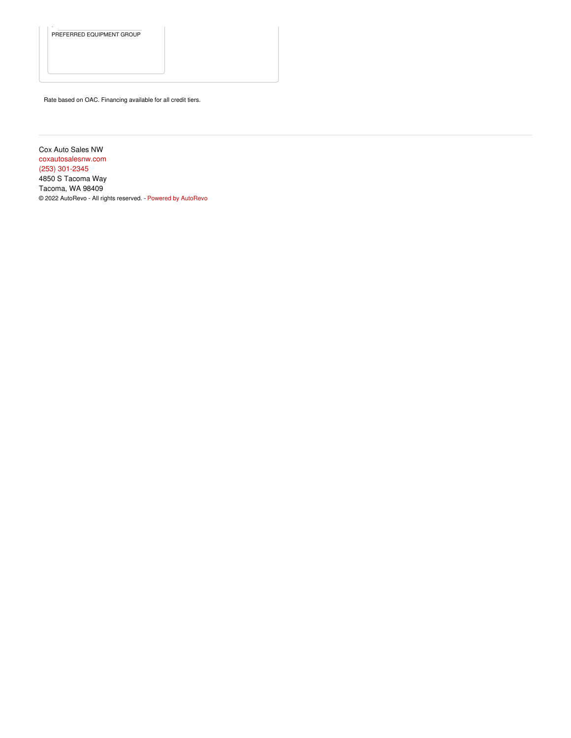PREFERRED EQUIPMENT GROUP

Rate based on OAC. Financing available for all credit tiers.

---

Cox Auto Sales NW
coxautosalesnw.com
(253) 301-2345
4850 S Tacoma Way
Tacoma, WA 98409
© 2022 AutoRevo - All rights reserved. - Powered by AutoRevo